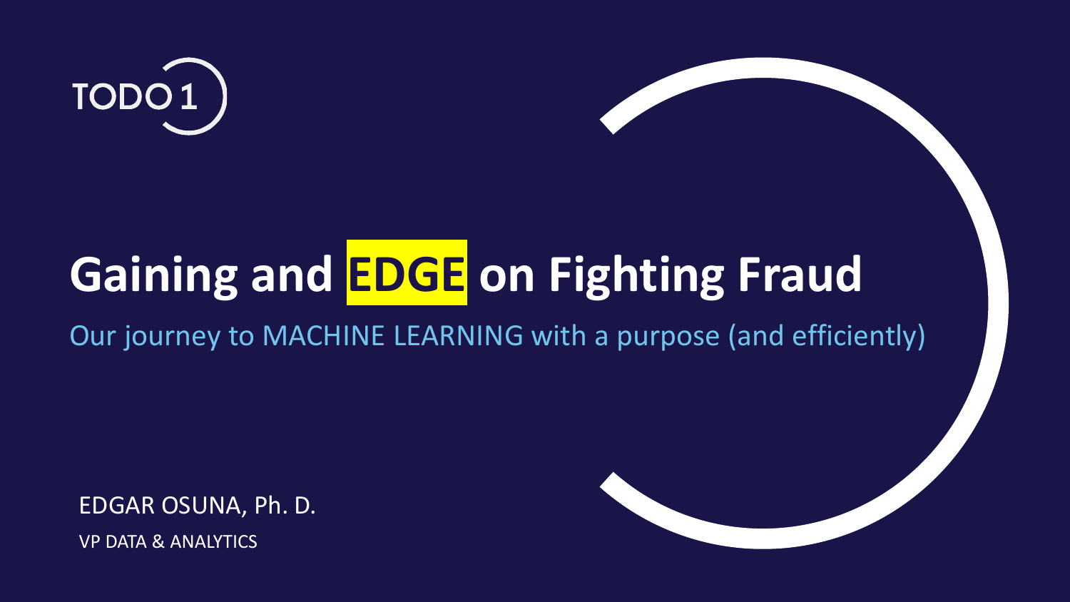TODO 1

# Gaining and EDGE on Fighting Fraud

Our journey to MACHINE LEARNING with a purpose (and efficiently)

EDGAR OSUNA, Ph. D.

VP DATA & ANALYTICS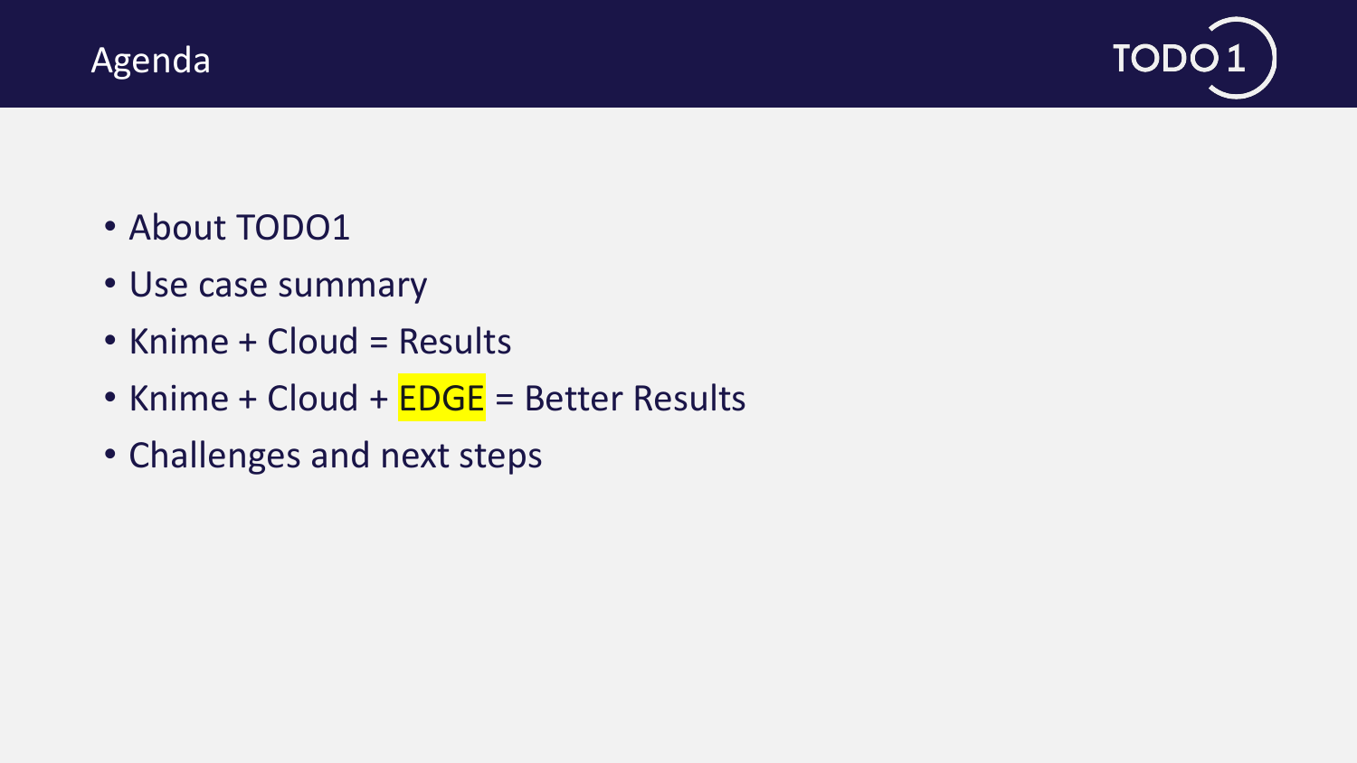# Agenda

- About TODO1
- Use case summary
- Knime + Cloud = Results
- Knime + Cloud + EDGE = Better Results
- Challenges and next steps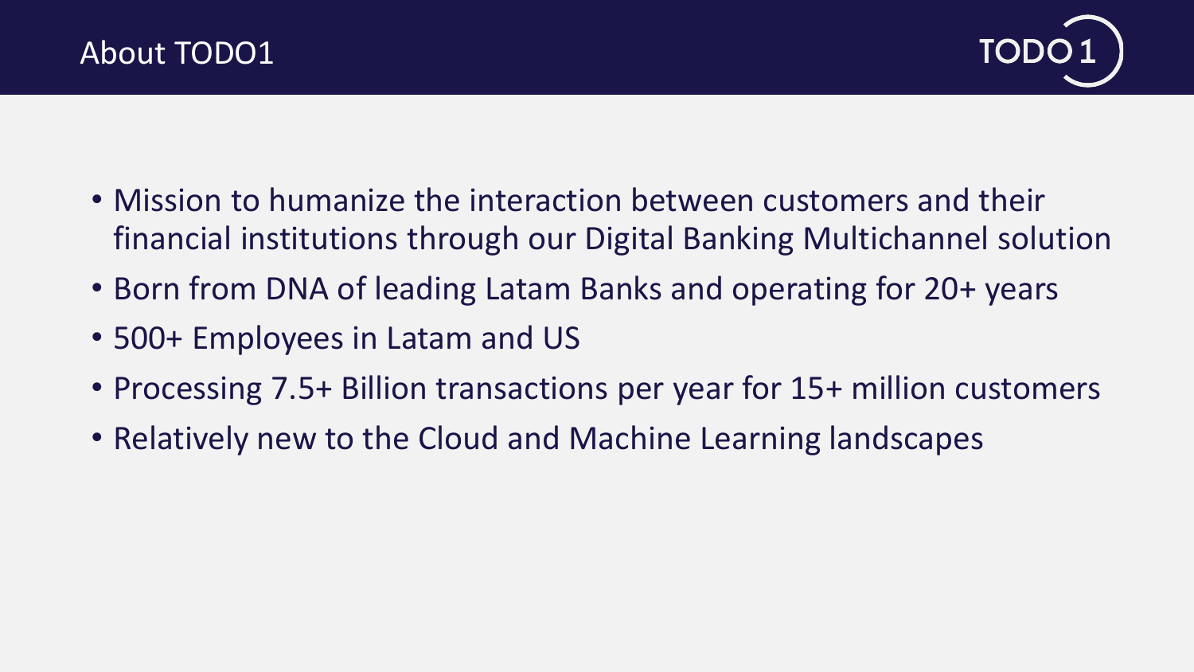# About TODO1

- Mission to humanize the interaction between customers and their financial institutions through our Digital Banking Multichannel solution
- Born from DNA of leading Latam Banks and operating for 20+ years
- 500+ Employees in Latam and US
- Processing 7.5+ Billion transactions per year for 15+ million customers
- Relatively new to the Cloud and Machine Learning landscapes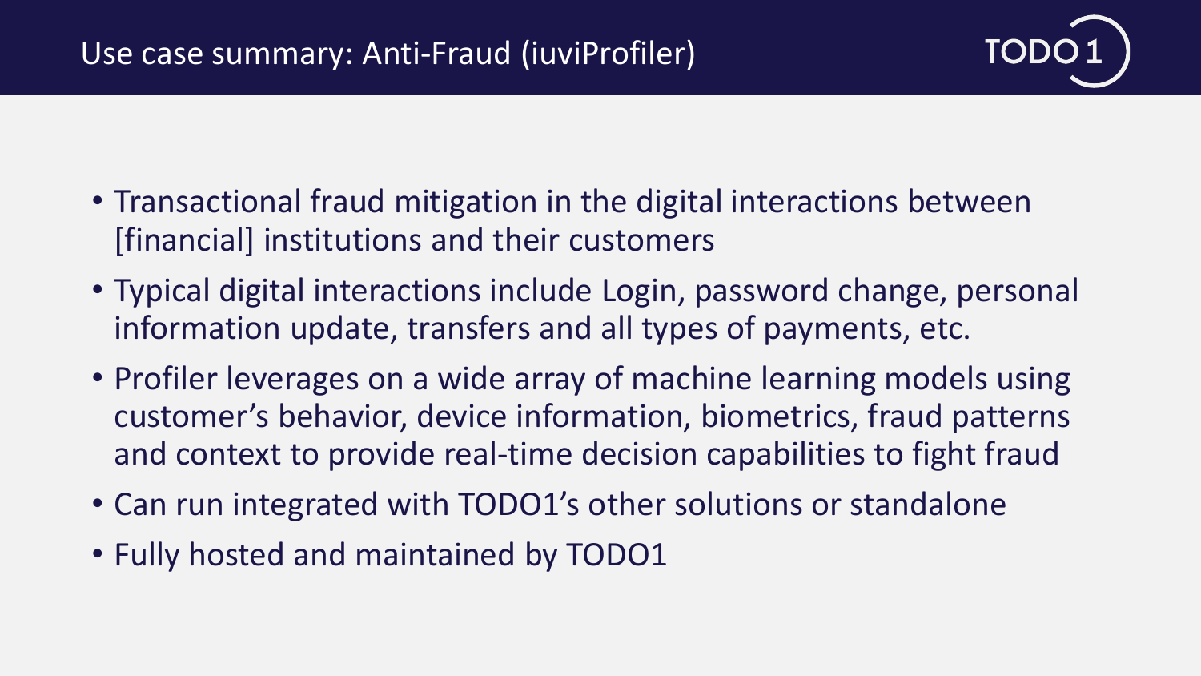# Use case summary: Anti-Fraud (iuviProfiler)

- Transactional fraud mitigation in the digital interactions between [financial] institutions and their customers
- Typical digital interactions include Login, password change, personal information update, transfers and all types of payments, etc.
- Profiler leverages on a wide array of machine learning models using customer's behavior, device information, biometrics, fraud patterns and context to provide real-time decision capabilities to fight fraud
- Can run integrated with TODO1's other solutions or standalone
- Fully hosted and maintained by TODO1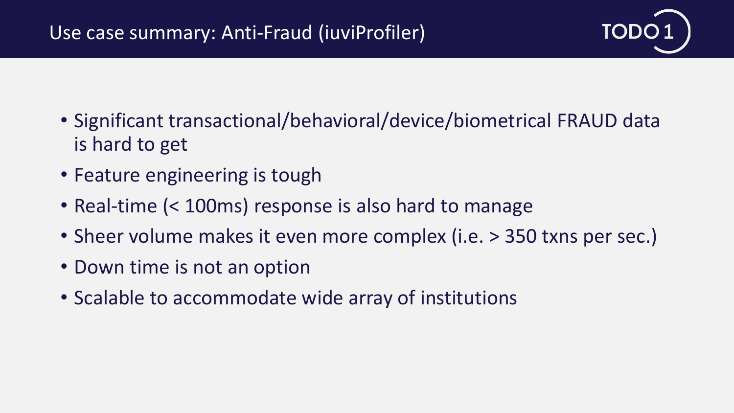## Use case summary: Anti-Fraud (iuviProfiler)

- Significant transactional/behavioral/device/biometrical FRAUD data is hard to get
- Feature engineering is tough
- Real-time (< 100ms) response is also hard to manage
- Sheer volume makes it even more complex (i.e. > 350 txns per sec.)
- Down time is not an option
- Scalable to accommodate wide array of institutions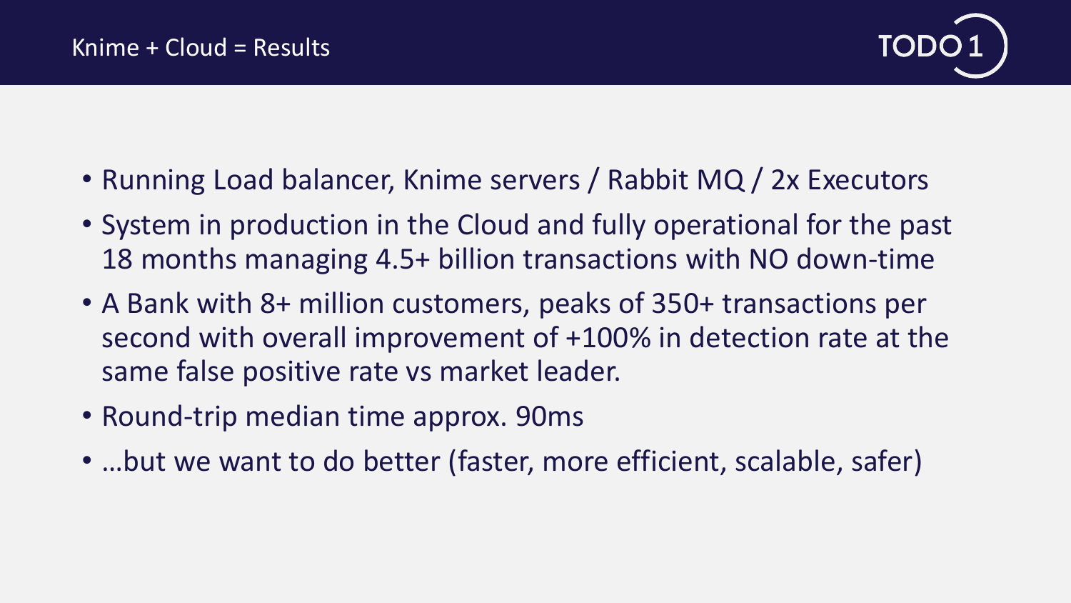# Knime + Cloud = Results

- Running Load balancer, Knime servers / Rabbit MQ / 2x Executors
- System in production in the Cloud and fully operational for the past 18 months managing 4.5+ billion transactions with NO down-time
- A Bank with 8+ million customers, peaks of 350+ transactions per second with overall improvement of +100% in detection rate at the same false positive rate vs market leader.
- Round-trip median time approx. 90ms
- …but we want to do better (faster, more efficient, scalable, safer)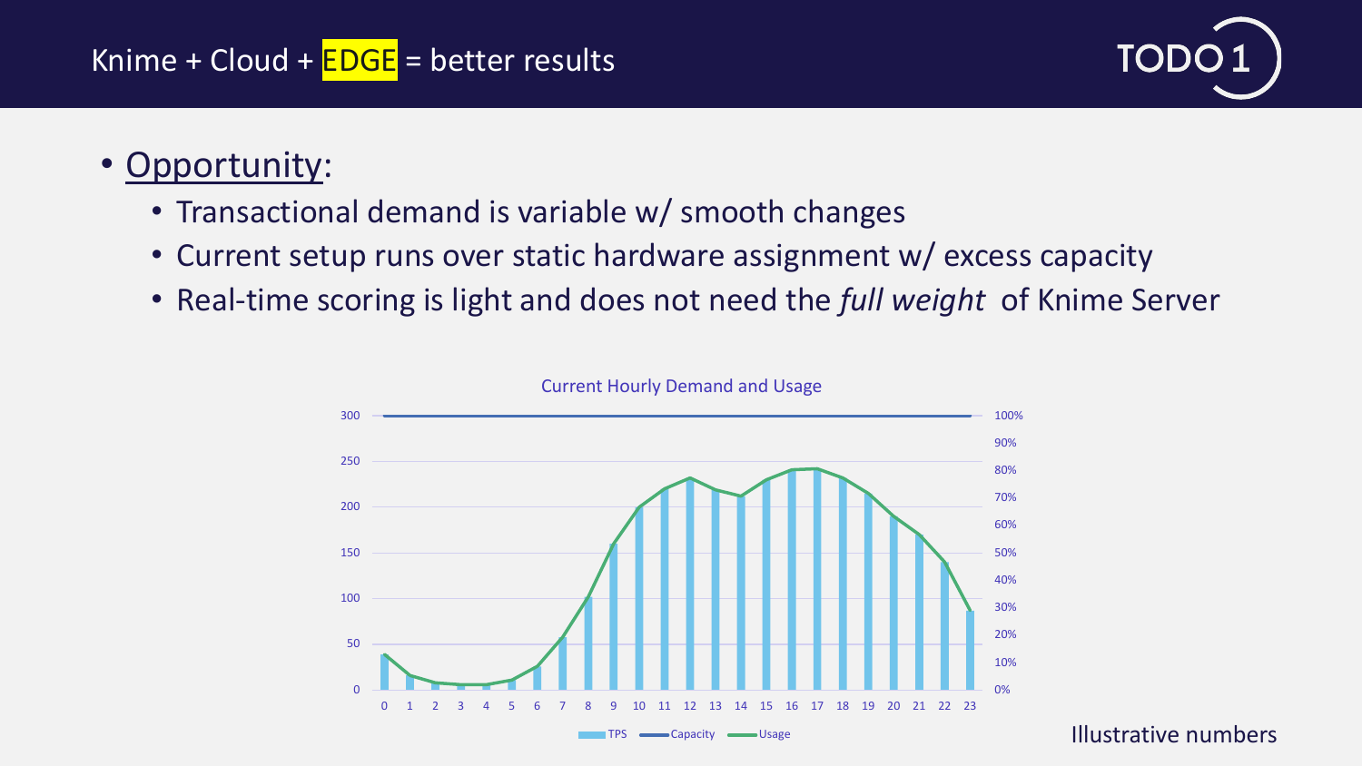# Knime + Cloud + EDGE = better results

- Opportunity:
  - Transactional demand is variable w/ smooth changes
  - Current setup runs over static hardware assignment w/ excess capacity
  - Real-time scoring is light and does not need the *full weight* of Knime Server

Current Hourly Demand and Usage

TPS — Capacity — Usage

Illustrative numbers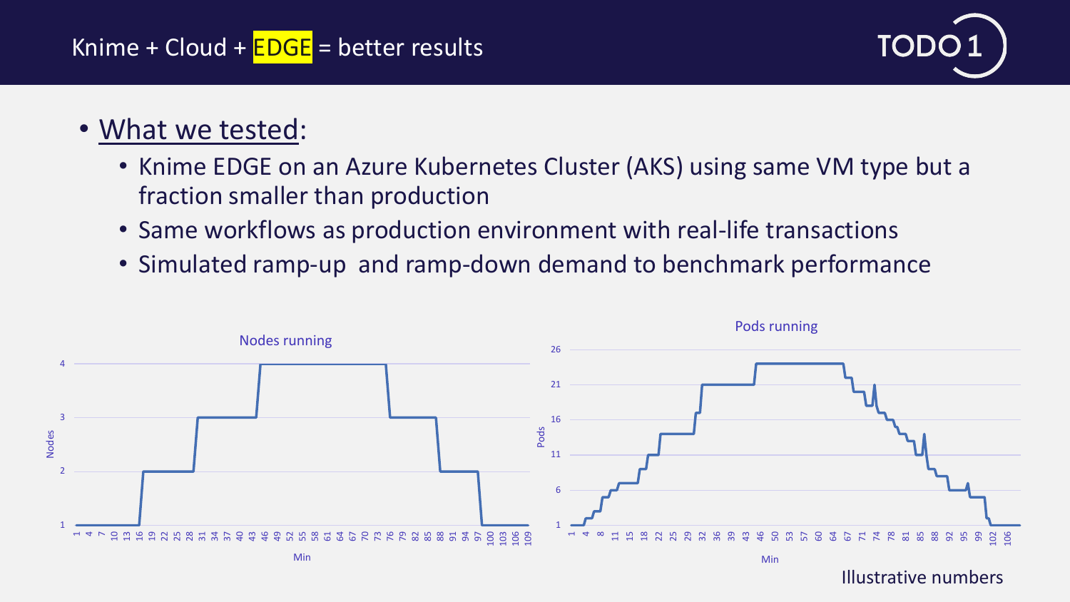# Knime + Cloud + EDGE = better results

- What we tested:
  - Knime EDGE on an Azure Kubernetes Cluster (AKS) using same VM type but a fraction smaller than production
  - Same workflows as production environment with real-life transactions
  - Simulated ramp-up and ramp-down demand to benchmark performance

Nodes running

Pods running

Illustrative numbers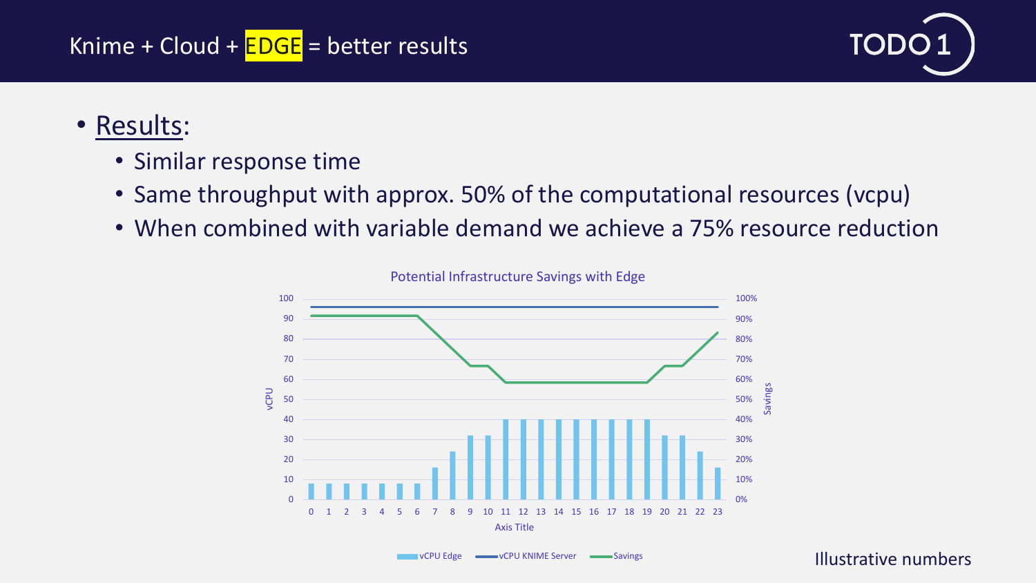# Knime + Cloud + EDGE = better results

- <u>Results</u>:
  - Similar response time
  - Same throughput with approx. 50% of the computational resources (vcpu)
  - When combined with variable demand we achieve a 75% resource reduction

Potential Infrastructure Savings with Edge

Illustrative numbers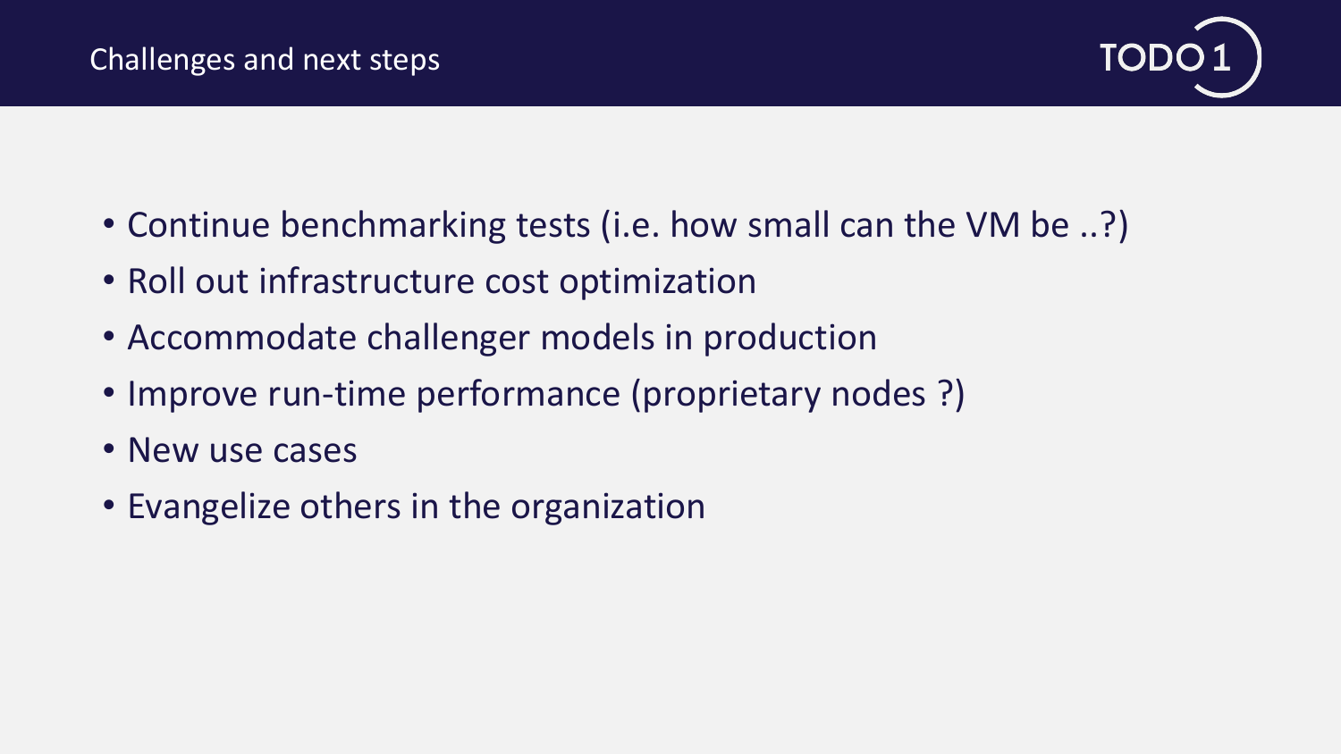## Challenges and next steps

- Continue benchmarking tests (i.e. how small can the VM be ..?)
- Roll out infrastructure cost optimization
- Accommodate challenger models in production
- Improve run-time performance (proprietary nodes ?)
- New use cases
- Evangelize others in the organization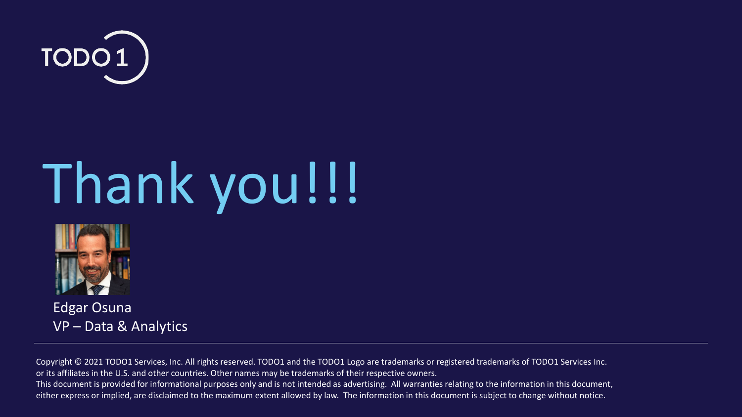TODO1

# Thank you!!!

Edgar Osuna
VP – Data & Analytics

---

Copyright © 2021 TODO1 Services, Inc. All rights reserved. TODO1 and the TODO1 Logo are trademarks or registered trademarks of TODO1 Services Inc. or its affiliates in the U.S. and other countries. Other names may be trademarks of their respective owners.
This document is provided for informational purposes only and is not intended as advertising. All warranties relating to the information in this document, either express or implied, are disclaimed to the maximum extent allowed by law. The information in this document is subject to change without notice.